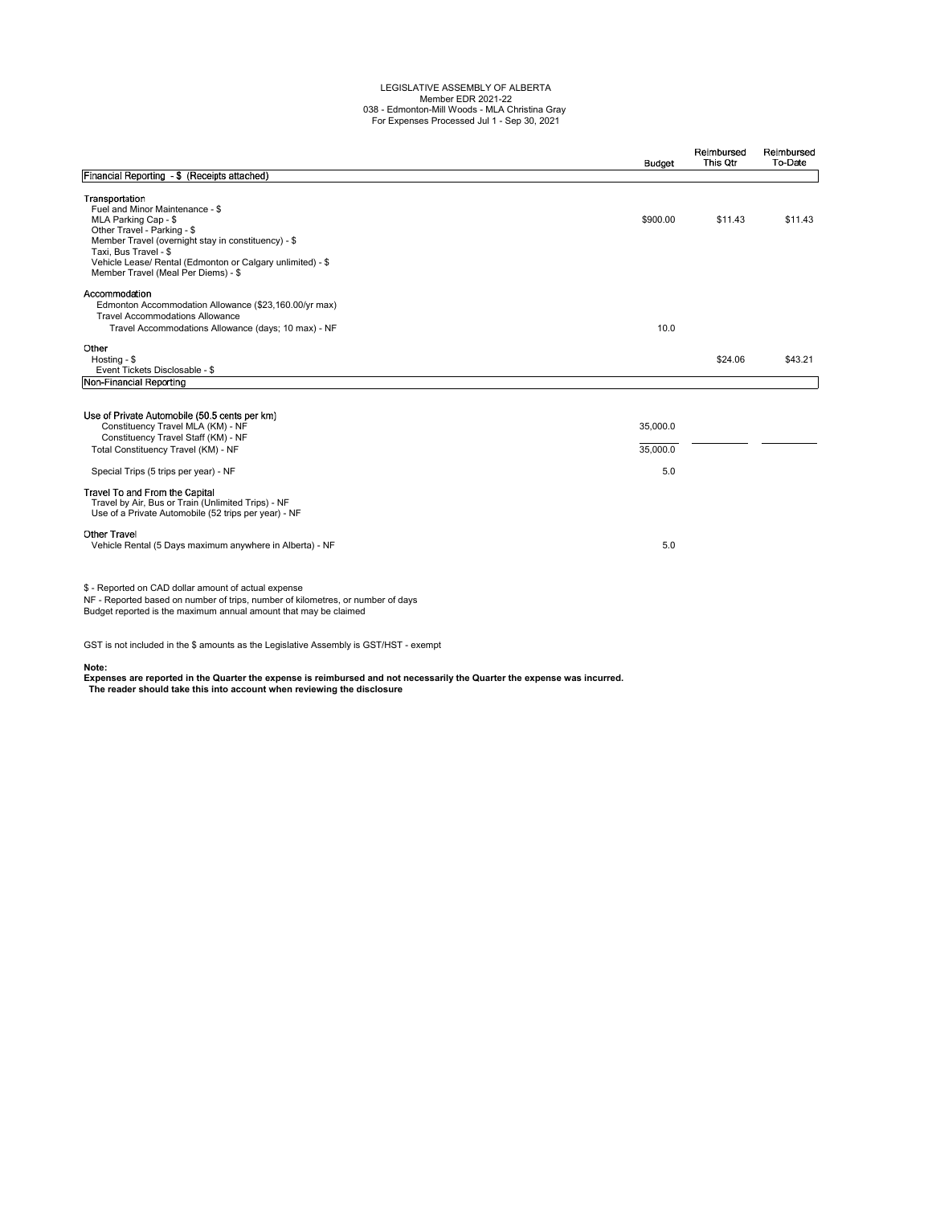LEGISLATIVE ASSEMBLY OF ALBERTA
Member EDR 2021-22
038 - Edmonton-Mill Woods - MLA Christina Gray
For Expenses Processed Jul 1 - Sep 30, 2021

| | Budget | Reimbursed This Qtr | Reimbursed To-Date |
|---|---|---|---|
| **Financial Reporting - $ (Receipts attached)** | | | |
| **Transportation** | | | |
| Fuel and Minor Maintenance - $ | | | |
| MLA Parking Cap - $ | $900.00 | $11.43 | $11.43 |
| Other Travel - Parking - $ | | | |
| Member Travel (overnight stay in constituency) - $ | | | |
| Taxi, Bus Travel - $ | | | |
| Vehicle Lease/ Rental (Edmonton or Calgary unlimited) - $ | | | |
| Member Travel (Meal Per Diems) - $ | | | |
| **Accommodation** | | | |
| Edmonton Accommodation Allowance ($23,160.00/yr max) | | | |
| Travel Accommodations Allowance | | | |
| Travel Accommodations Allowance (days; 10 max) - NF | 10.0 | | |
| **Other** | | | |
| Hosting - $ | | $24.06 | $43.21 |
| Event Tickets Disclosable - $ | | | |
| **Non-Financial Reporting** | | | |
| **Use of Private Automobile (50.5 cents per km)** | | | |
| Constituency Travel MLA (KM) - NF | 35,000.0 | | |
| Constituency Travel Staff (KM) - NF | | | |
| Total Constituency Travel (KM) - NF | 35,000.0 | | |
| Special Trips (5 trips per year) - NF | 5.0 | | |
| **Travel To and From the Capital** | | | |
| Travel by Air, Bus or Train (Unlimited Trips) - NF | | | |
| Use of a Private Automobile (52 trips per year) - NF | | | |
| **Other Travel** | | | |
| Vehicle Rental (5 Days maximum anywhere in Alberta) - NF | 5.0 | | |

$ - Reported on CAD dollar amount of actual expense
NF - Reported based on number of trips, number of kilometres, or number of days
Budget reported is the maximum annual amount that may be claimed

GST is not included in the $ amounts as the Legislative Assembly is GST/HST - exempt

**Note:**
**Expenses are reported in the Quarter the expense is reimbursed and not necessarily the Quarter the expense was incurred.**
**The reader should take this into account when reviewing the disclosure**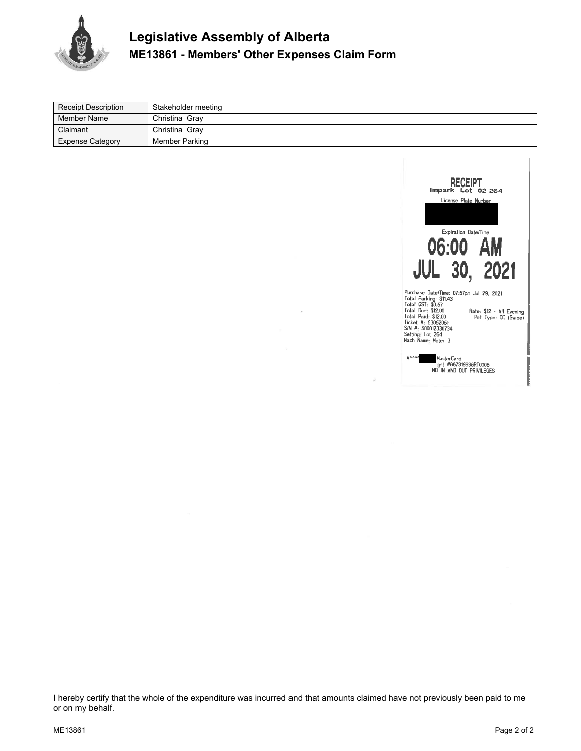# Legislative Assembly of Alberta

## ME13861 - Members' Other Expenses Claim Form

| | |
|---|---|
| Receipt Description | Stakeholder meeting |
| Member Name | Christina Gray |
| Claimant | Christina Gray |
| Expense Category | Member Parking |

RECEIPT
Impark Lot 02-264

License Plate Number

Expiration Date/Time
06:00 AM
JUL 30, 2021

Purchase Date/Time: 07:57pm Jul 29, 2021
Total Parking: $11.43
Total GST: $0.57
Total Due: $12.00
Total Paid: $12.00
Ticket #: 53052051
S/N #: 500012330734
Setting: Lot 264
Mach Name: Meter 3

Rate: $12 - All Evening
Pmt Type: CC (Swipe)

#\*\*\*\* MasterCard
gst #887315636RT0006
NO IN AND OUT PRIVILEGES

I hereby certify that the whole of the expenditure was incurred and that amounts claimed have not previously been paid to me or on my behalf.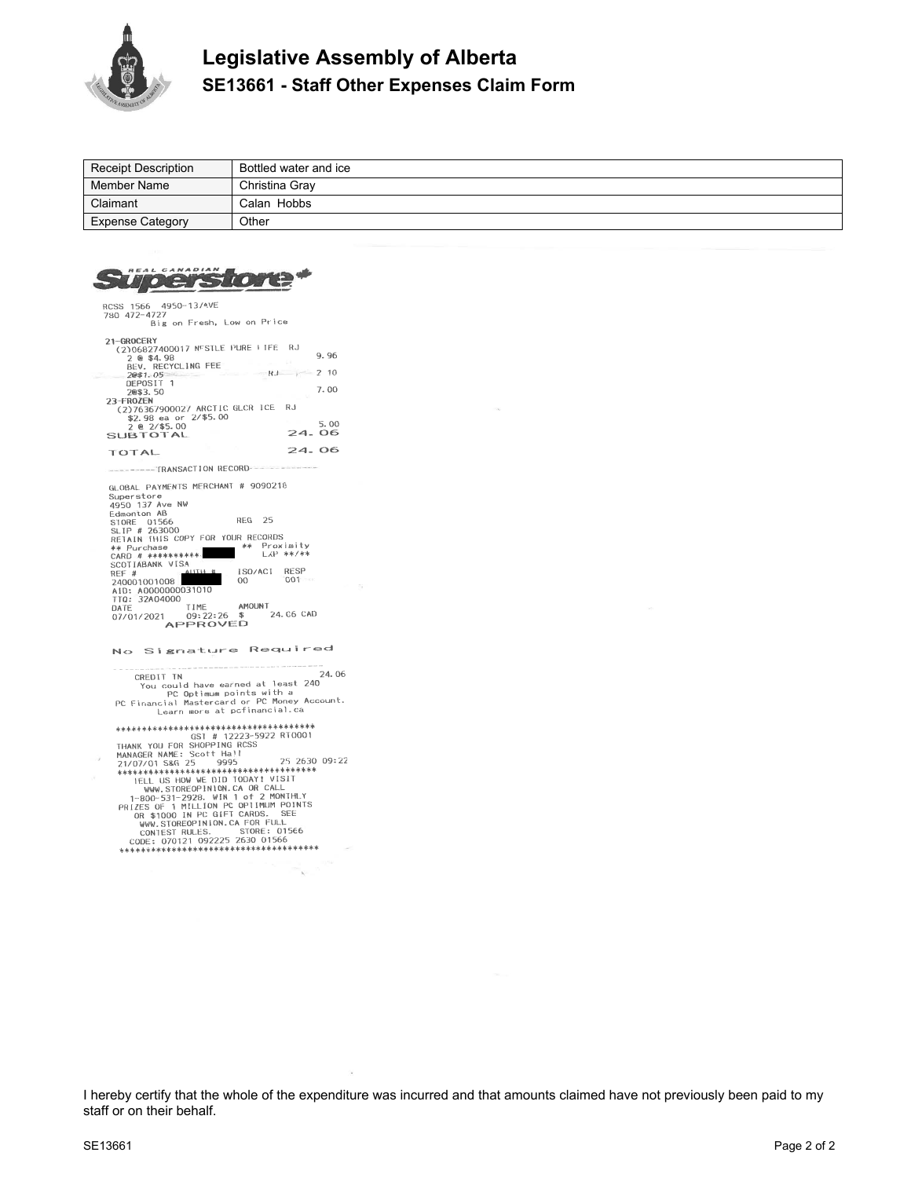# Legislative Assembly of Alberta

## SE13661 - Staff Other Expenses Claim Form

| | |
|---|---|
| Receipt Description | Bottled water and ice |
| Member Name | Christina Gray |
| Claimant | Calan Hobbs |
| Expense Category | Other |

REAL CANADIAN Superstore

RCSS 1566 4950-137AVE
780 472-4727
Big on Fresh, Low on Price

21-GROCERY
(2)06827400017 NESTLE PURE LIFE RJ
2 @ $4.98 9.96
BEV. RECYCLING FEE
2@$1.05 RJ 2.10
DEPOSIT 1
2@$3.50 7.00
23-FROZEN
(2)76367900027 ARCTIC GLCR ICE RJ
$2.98 ea or 2/$5.00
2 @ 2/$5.00 5.00
SUBTOTAL 24.06

TOTAL 24.06

----------TRANSACTION RECORD----------

GLOBAL PAYMENTS MERCHANT # 9090218
Superstore
4950 137 Ave NW
Edmonton AB
STORE 01566 REG 25
SLIP # 263000
RETAIN THIS COPY FOR YOUR RECORDS
** Purchase ** Proximity
CARD # ********** EXP **/**
SCOTIABANK VISA
REF # AUTH # ISO/ACI RESP
240001001008 00 001
AID: A0000000031010
TTQ: 32A04000
DATE TIME AMOUNT
07/01/2021 09:22:26 $ 24.06 CAD
APPROVED

No Signature Required

CREDIT TN 24.06
You could have earned at least 240
PC Optimum points with a
PC Financial Mastercard or PC Money Account.
Learn more at pcfinancial.ca

**************************************
GST # 12223-5922 RT0001
THANK YOU FOR SHOPPING RCSS
MANAGER NAME: Scott Hall
21/07/01 S&G 25 9995 25 2630 09:22
**************************************
TELL US HOW WE DID TODAY! VISIT
WWW.STOREOPINION.CA OR CALL
1-800-531-2928. WIN 1 of 2 MONTHLY
PRIZES OF 1 MILLION PC OPTIMUM POINTS
OR $1000 IN PC GIFT CARDS. SEE
WWW.STOREOPINION.CA FOR FULL
CONTEST RULES. STORE: 01566
CODE: 070121 092225 2630 01566
**************************************

I hereby certify that the whole of the expenditure was incurred and that amounts claimed have not previously been paid to my staff or on their behalf.